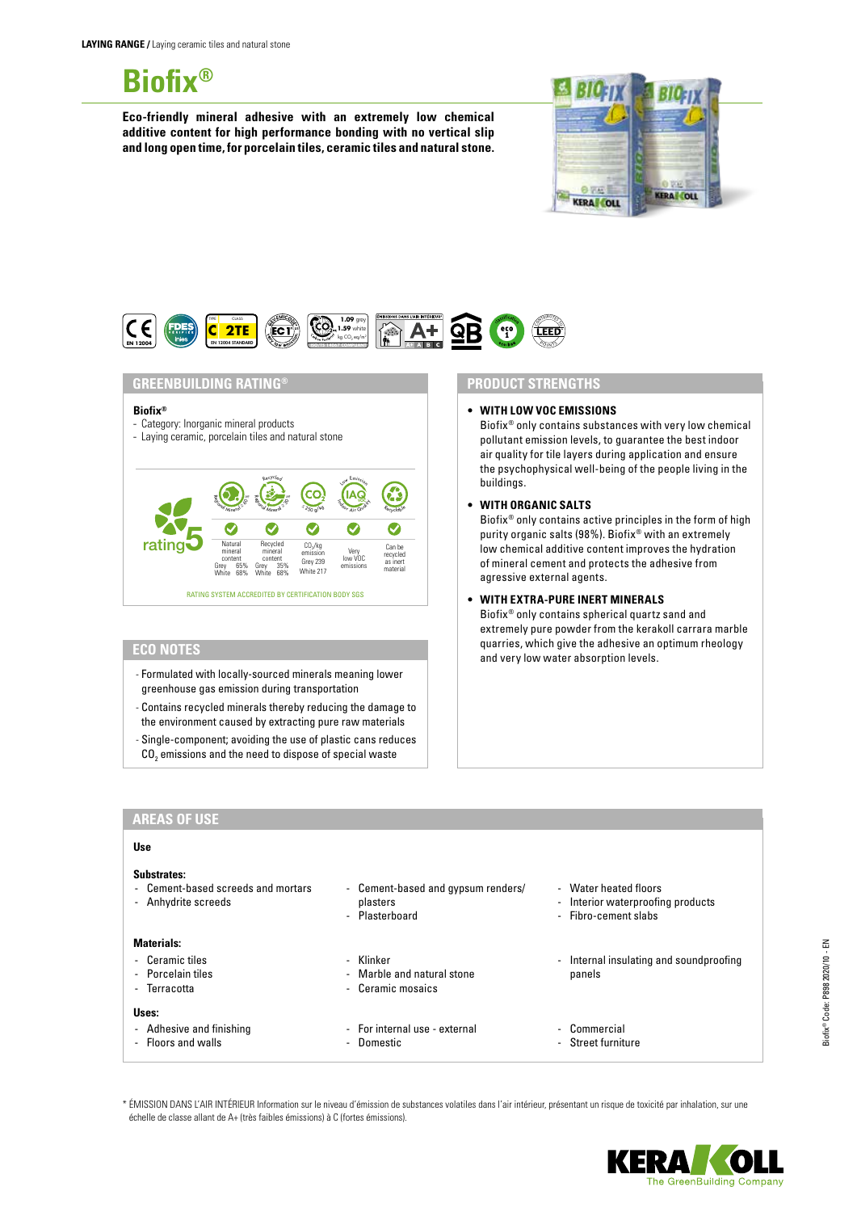**LAYING RANGE /** Laying ceramic tiles and natural stone

# Biofix®

**Eco-friendly mineral adhesive with an extremely low chemical additive content for high performance bonding with no vertical slip and long open time, for porcelain tiles, ceramic tiles and natural stone.**

## GREENBUILDING RATING®

**Biofix®**
- Category: Inorganic mineral products
- Laying ceramic, porcelain tiles and natural stone

rating 5

| Natural mineral content | Recycled mineral content | $CO_2$/kg emission | Very low VOC emissions | Can be recycled as inert material |
|---|---|---|---|---|
| Grey 65% White 68% | Grey 35% White 68% | Grey 239 White 217 | | |

RATING SYSTEM ACCREDITED BY CERTIFICATION BODY SGS

## ECO NOTES

- Formulated with locally-sourced minerals meaning lower greenhouse gas emission during transportation
- Contains recycled minerals thereby reducing the damage to the environment caused by extracting pure raw materials
- Single-component; avoiding the use of plastic cans reduces $CO_2$ emissions and the need to dispose of special waste

## PRODUCT STRENGTHS

- **WITH LOW VOC EMISSIONS**
  Biofix® only contains substances with very low chemical pollutant emission levels, to guarantee the best indoor air quality for tile layers during application and ensure the psychophysical well-being of the people living in the buildings.
- **WITH ORGANIC SALTS**
  Biofix® only contains active principles in the form of high purity organic salts (98%). Biofix® with an extremely low chemical additive content improves the hydration of mineral cement and protects the adhesive from agressive external agents.
- **WITH EXTRA-PURE INERT MINERALS**
  Biofix® only contains spherical quartz sand and extremely pure powder from the kerakoll carrara marble quarries, which give the adhesive an optimum rheology and very low water absorption levels.

## AREAS OF USE

**Use**

**Substrates:**
- Cement-based screeds and mortars
- Anhydrite screeds
- Cement-based and gypsum renders/plasters
- Plasterboard
- Water heated floors
- Interior waterproofing products
- Fibro-cement slabs

**Materials:**
- Ceramic tiles
- Porcelain tiles
- Terracotta
- Klinker
- Marble and natural stone
- Ceramic mosaics
- Internal insulating and soundproofing panels

**Uses:**
- Adhesive and finishing
- Floors and walls
- For internal use - external
- Domestic
- Commercial
- Street furniture

\* ÉMISSION DANS L'AIR INTÉRIEUR Information sur le niveau d'émission de substances volatiles dans l'air intérieur, présentant un risque de toxicité par inhalation, sur une échelle de classe allant de A+ (très faibles émissions) à C (fortes émissions).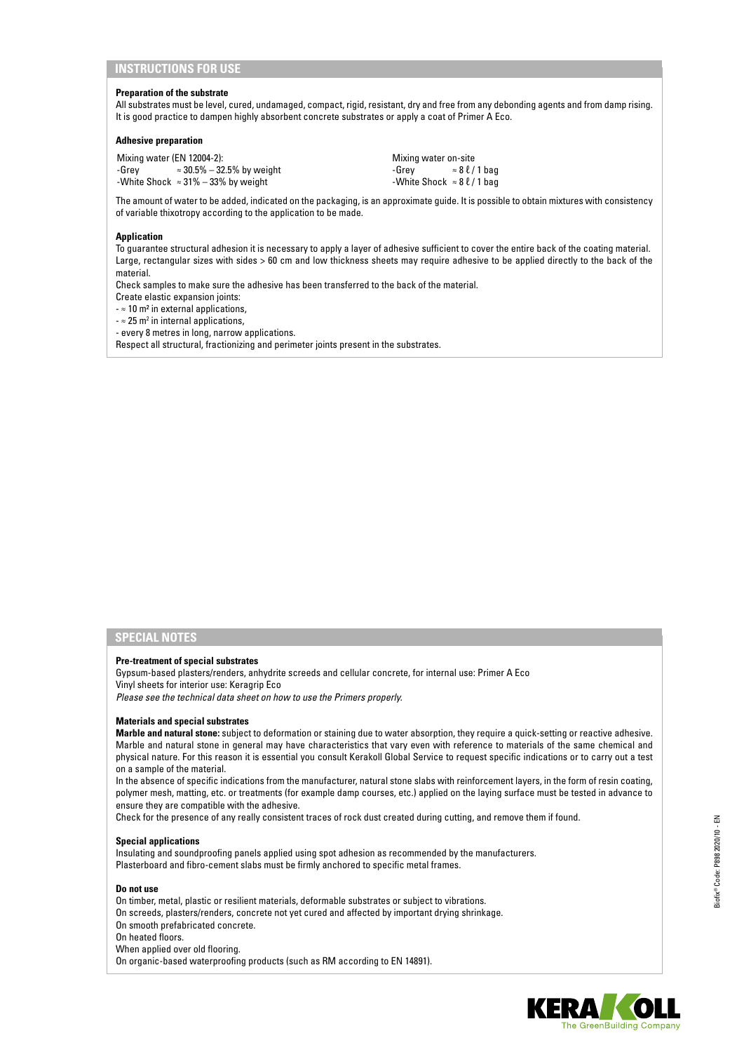## INSTRUCTIONS FOR USE

**Preparation of the substrate**

All substrates must be level, cured, undamaged, compact, rigid, resistant, dry and free from any debonding agents and from damp rising. It is good practice to dampen highly absorbent concrete substrates or apply a coat of Primer A Eco.

**Adhesive preparation**

| Mixing water (EN 12004-2): | | Mixing water on-site | |
|---|---|---|---|
| -Grey | ≈ 30.5% – 32.5% by weight | -Grey | ≈ 8 ℓ / 1 bag |
| -White Shock | ≈ 31% – 33% by weight | -White Shock | ≈ 8 ℓ / 1 bag |

The amount of water to be added, indicated on the packaging, is an approximate guide. It is possible to obtain mixtures with consistency of variable thixotropy according to the application to be made.

**Application**

To guarantee structural adhesion it is necessary to apply a layer of adhesive sufficient to cover the entire back of the coating material. Large, rectangular sizes with sides > 60 cm and low thickness sheets may require adhesive to be applied directly to the back of the material.

Check samples to make sure the adhesive has been transferred to the back of the material.

Create elastic expansion joints:

- ≈ 10 m² in external applications,
- ≈ 25 m² in internal applications,
- every 8 metres in long, narrow applications.

Respect all structural, fractionizing and perimeter joints present in the substrates.

## SPECIAL NOTES

**Pre-treatment of special substrates**

Gypsum-based plasters/renders, anhydrite screeds and cellular concrete, for internal use: Primer A Eco

Vinyl sheets for interior use: Keragrip Eco

*Please see the technical data sheet on how to use the Primers properly.*

**Materials and special substrates**

**Marble and natural stone:** subject to deformation or staining due to water absorption, they require a quick-setting or reactive adhesive. Marble and natural stone in general may have characteristics that vary even with reference to materials of the same chemical and physical nature. For this reason it is essential you consult Kerakoll Global Service to request specific indications or to carry out a test on a sample of the material.

In the absence of specific indications from the manufacturer, natural stone slabs with reinforcement layers, in the form of resin coating, polymer mesh, matting, etc. or treatments (for example damp courses, etc.) applied on the laying surface must be tested in advance to ensure they are compatible with the adhesive.

Check for the presence of any really consistent traces of rock dust created during cutting, and remove them if found.

**Special applications**

Insulating and soundproofing panels applied using spot adhesion as recommended by the manufacturers.

Plasterboard and fibro-cement slabs must be firmly anchored to specific metal frames.

**Do not use**

On timber, metal, plastic or resilient materials, deformable substrates or subject to vibrations.

On screeds, plasters/renders, concrete not yet cured and affected by important drying shrinkage.

On smooth prefabricated concrete.

On heated floors.

When applied over old flooring.

On organic-based waterproofing products (such as RM according to EN 14891).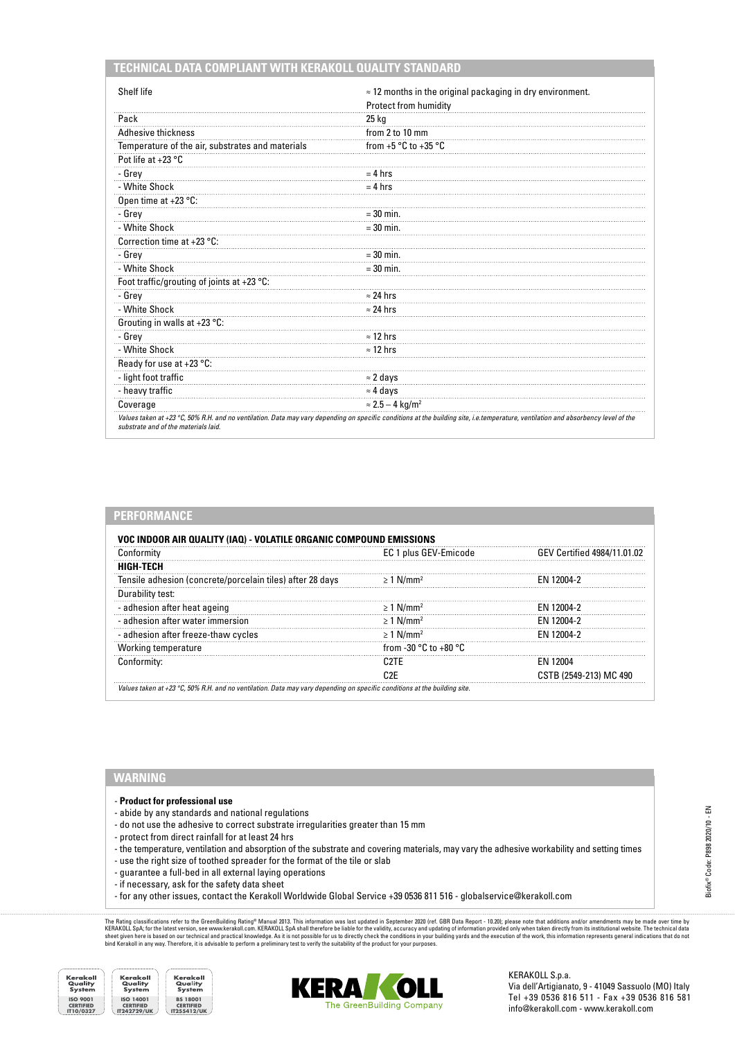## TECHNICAL DATA COMPLIANT WITH KERAKOLL QUALITY STANDARD

| | |
|---|---|
| Shelf life | ≈ 12 months in the original packaging in dry environment. Protect from humidity |
| Pack | 25 kg |
| Adhesive thickness | from 2 to 10 mm |
| Temperature of the air, substrates and materials | from +5 °C to +35 °C |
| Pot life at +23 °C | |
| - Grey | ≈ 4 hrs |
| - White Shock | ≈ 4 hrs |
| Open time at +23 °C: | |
| - Grey | ≈ 30 min. |
| - White Shock | ≈ 30 min. |
| Correction time at +23 °C: | |
| - Grey | ≈ 30 min. |
| - White Shock | ≈ 30 min. |
| Foot traffic/grouting of joints at +23 °C: | |
| - Grey | ≈ 24 hrs |
| - White Shock | ≈ 24 hrs |
| Grouting in walls at +23 °C: | |
| - Grey | ≈ 12 hrs |
| - White Shock | ≈ 12 hrs |
| Ready for use at +23 °C: | |
| - light foot traffic | ≈ 2 days |
| - heavy traffic | ≈ 4 days |
| Coverage | ≈ 2.5 – 4 kg/m² |

*Values taken at +23 °C, 50% R.H. and no ventilation. Data may vary depending on specific conditions at the building site, i.e.temperature, ventilation and absorbency level of the substrate and of the materials laid.*

## PERFORMANCE

| | | |
|---|---|---|
| **VOC INDOOR AIR QUALITY (IAQ) - VOLATILE ORGANIC COMPOUND EMISSIONS** | | |
| Conformity | EC 1 plus GEV-Emicode | GEV Certified 4984/11.01.02 |
| **HIGH-TECH** | | |
| Tensile adhesion (concrete/porcelain tiles) after 28 days | ≥ 1 N/mm² | EN 12004-2 |
| Durability test: | | |
| - adhesion after heat ageing | ≥ 1 N/mm² | EN 12004-2 |
| - adhesion after water immersion | ≥ 1 N/mm² | EN 12004-2 |
| - adhesion after freeze-thaw cycles | ≥ 1 N/mm² | EN 12004-2 |
| Working temperature | from -30 °C to +80 °C | |
| Conformity: | C2TE | EN 12004 |
| | C2E | CSTB (2549-213) MC 490 |

*Values taken at +23 °C, 50% R.H. and no ventilation. Data may vary depending on specific conditions at the building site.*

## WARNING

- **Product for professional use**
- abide by any standards and national regulations
- do not use the adhesive to correct substrate irregularities greater than 15 mm
- protect from direct rainfall for at least 24 hrs
- the temperature, ventilation and absorption of the substrate and covering materials, may vary the adhesive workability and setting times
- use the right size of toothed spreader for the format of the tile or slab
- guarantee a full-bed in all external laying operations
- if necessary, ask for the safety data sheet
- for any other issues, contact the Kerakoll Worldwide Global Service +39 0536 811 516 - globalservice@kerakoll.com

The Rating classifications refer to the GreenBuilding Rating® Manual 2013. This information was last updated in September 2020 (ref. GBR Data Report - 10.20); please note that additions and/or amendments may be made over time by KERAKOLL SpA; for the latest version, see www.kerakoll.com. KERAKOLL SpA shall therefore be liable for the validity, accuracy and updating of information provided only when taken directly from its institutional website. The technical data sheet given here is based on our technical and practical knowledge. As it is not possible for us to directly check the conditions in your building yards and the execution of the work, this information represents general indications that do not bind Kerakoll in any way. Therefore, it is advisable to perform a preliminary test to verify the suitability of the product for your purposes.

Kerakoll Quality System ISO 9001 CERTIFIED IT10/0327

Kerakoll Quality System ISO 14001 CERTIFIED IT242729/UK

Kerakoll Quality System BS 18001 CERTIFIED IT255412/UK

KERAKOLL The GreenBuilding Company

KERAKOLL S.p.a.
Via dell'Artigianato, 9 - 41049 Sassuolo (MO) Italy
Tel +39 0536 816 511 - Fax +39 0536 816 581
info@kerakoll.com - www.kerakoll.com

Biofix® Code: P898 2020/10 - EN